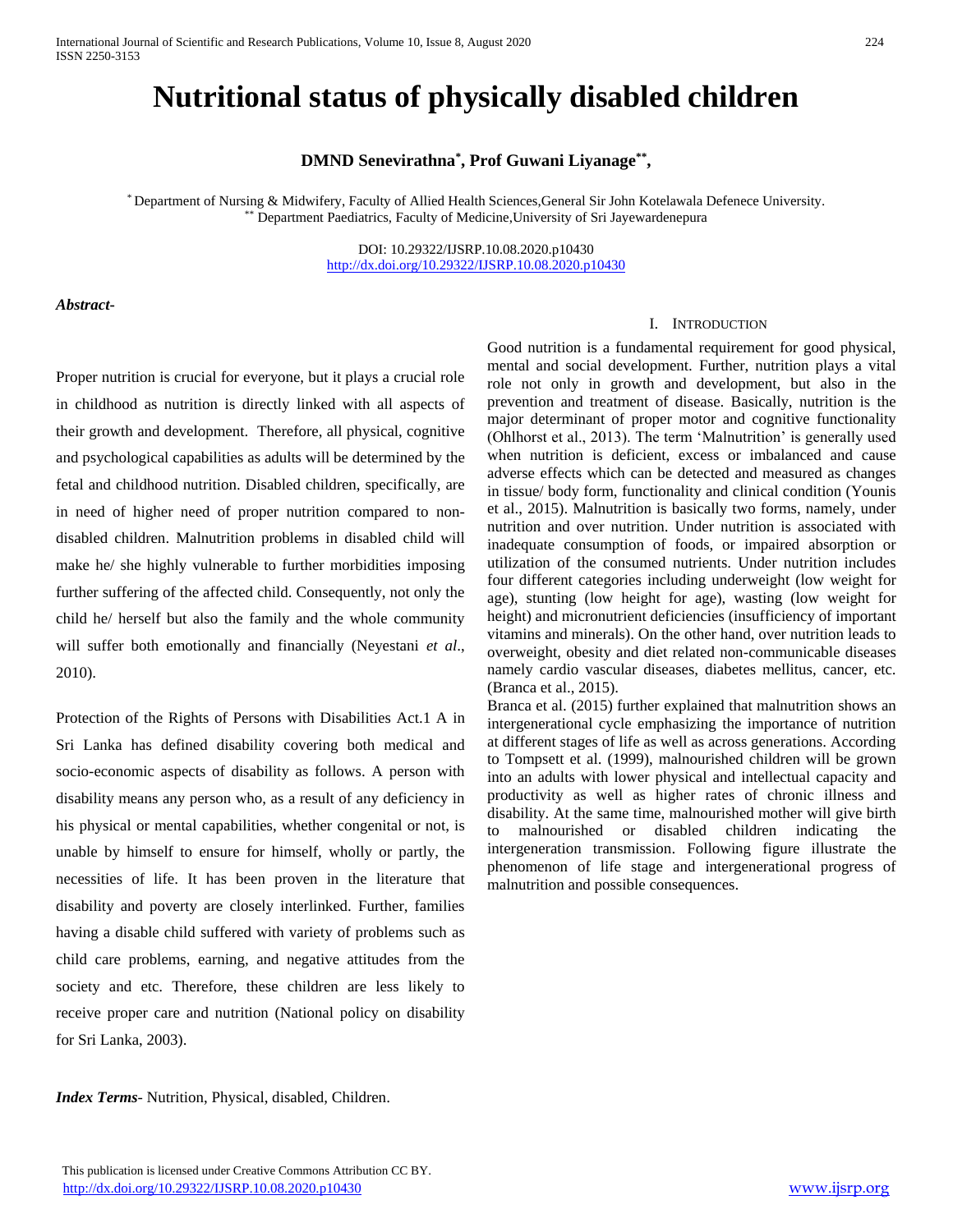# Nutritional status of physically disabled children

**DMND Senevirathna[*], Prof Guwani Liyanage[**],**

[*] Department of Nursing & Midwifery, Faculty of Allied Health Sciences,General Sir John Kotelawala Defenece University.
[**] Department Paediatrics, Faculty of Medicine,University of Sri Jayewardenepura

DOI: 10.29322/IJSRP.10.08.2020.p10430
http://dx.doi.org/10.29322/IJSRP.10.08.2020.p10430

***Abstract-***

Proper nutrition is crucial for everyone, but it plays a crucial role in childhood as nutrition is directly linked with all aspects of their growth and development. Therefore, all physical, cognitive and psychological capabilities as adults will be determined by the fetal and childhood nutrition. Disabled children, specifically, are in need of higher need of proper nutrition compared to non-disabled children. Malnutrition problems in disabled child will make he/ she highly vulnerable to further morbidities imposing further suffering of the affected child. Consequently, not only the child he/ herself but also the family and the whole community will suffer both emotionally and financially (Neyestani *et al*., 2010).

Protection of the Rights of Persons with Disabilities Act.1 A in Sri Lanka has defined disability covering both medical and socio-economic aspects of disability as follows. A person with disability means any person who, as a result of any deficiency in his physical or mental capabilities, whether congenital or not, is unable by himself to ensure for himself, wholly or partly, the necessities of life. It has been proven in the literature that disability and poverty are closely interlinked. Further, families having a disable child suffered with variety of problems such as child care problems, earning, and negative attitudes from the society and etc. Therefore, these children are less likely to receive proper care and nutrition (National policy on disability for Sri Lanka, 2003).

***Index Terms***- Nutrition, Physical, disabled, Children.

## I. Introduction

Good nutrition is a fundamental requirement for good physical, mental and social development. Further, nutrition plays a vital role not only in growth and development, but also in the prevention and treatment of disease. Basically, nutrition is the major determinant of proper motor and cognitive functionality (Ohlhorst et al., 2013). The term 'Malnutrition' is generally used when nutrition is deficient, excess or imbalanced and cause adverse effects which can be detected and measured as changes in tissue/ body form, functionality and clinical condition (Younis et al., 2015). Malnutrition is basically two forms, namely, under nutrition and over nutrition. Under nutrition is associated with inadequate consumption of foods, or impaired absorption or utilization of the consumed nutrients. Under nutrition includes four different categories including underweight (low weight for age), stunting (low height for age), wasting (low weight for height) and micronutrient deficiencies (insufficiency of important vitamins and minerals). On the other hand, over nutrition leads to overweight, obesity and diet related non-communicable diseases namely cardio vascular diseases, diabetes mellitus, cancer, etc. (Branca et al., 2015).

Branca et al. (2015) further explained that malnutrition shows an intergenerational cycle emphasizing the importance of nutrition at different stages of life as well as across generations. According to Tompsett et al. (1999), malnourished children will be grown into an adults with lower physical and intellectual capacity and productivity as well as higher rates of chronic illness and disability. At the same time, malnourished mother will give birth to malnourished or disabled children indicating the intergeneration transmission. Following figure illustrate the phenomenon of life stage and intergenerational progress of malnutrition and possible consequences.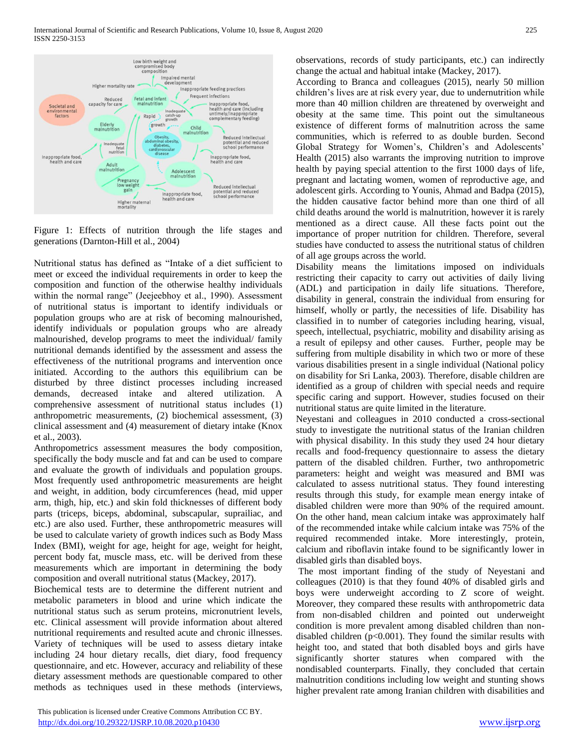Figure 1: Effects of nutrition through the life stages and generations (Darnton-Hill et al., 2004)

Nutritional status has defined as "Intake of a diet sufficient to meet or exceed the individual requirements in order to keep the composition and function of the otherwise healthy individuals within the normal range" (Jeejeebhoy et al., 1990). Assessment of nutritional status is important to identify individuals or population groups who are at risk of becoming malnourished, identify individuals or population groups who are already malnourished, develop programs to meet the individual/ family nutritional demands identified by the assessment and assess the effectiveness of the nutritional programs and intervention once initiated. According to the authors this equilibrium can be disturbed by three distinct processes including increased demands, decreased intake and altered utilization. A comprehensive assessment of nutritional status includes (1) anthropometric measurements, (2) biochemical assessment, (3) clinical assessment and (4) measurement of dietary intake (Knox et al., 2003).

Anthropometrics assessment measures the body composition, specifically the body muscle and fat and can be used to compare and evaluate the growth of individuals and population groups. Most frequently used anthropometric measurements are height and weight, in addition, body circumferences (head, mid upper arm, thigh, hip, etc.) and skin fold thicknesses of different body parts (triceps, biceps, abdominal, subscapular, suprailiac, and etc.) are also used. Further, these anthropometric measures will be used to calculate variety of growth indices such as Body Mass Index (BMI), weight for age, height for age, weight for height, percent body fat, muscle mass, etc. will be derived from these measurements which are important in determining the body composition and overall nutritional status (Mackey, 2017).

Biochemical tests are to determine the different nutrient and metabolic parameters in blood and urine which indicate the nutritional status such as serum proteins, micronutrient levels, etc. Clinical assessment will provide information about altered nutritional requirements and resulted acute and chronic illnesses. Variety of techniques will be used to assess dietary intake including 24 hour dietary recalls, diet diary, food frequency questionnaire, and etc. However, accuracy and reliability of these dietary assessment methods are questionable compared to other methods as techniques used in these methods (interviews, observations, records of study participants, etc.) can indirectly change the actual and habitual intake (Mackey, 2017).

According to Branca and colleagues (2015), nearly 50 million children's lives are at risk every year, due to undernutrition while more than 40 million children are threatened by overweight and obesity at the same time. This point out the simultaneous existence of different forms of malnutrition across the same communities, which is referred to as double burden. Second Global Strategy for Women's, Children's and Adolescents' Health (2015) also warrants the improving nutrition to improve health by paying special attention to the first 1000 days of life, pregnant and lactating women, women of reproductive age, and adolescent girls. According to Younis, Ahmad and Badpa (2015), the hidden causative factor behind more than one third of all child deaths around the world is malnutrition, however it is rarely mentioned as a direct cause. All these facts point out the importance of proper nutrition for children. Therefore, several studies have conducted to assess the nutritional status of children of all age groups across the world.

Disability means the limitations imposed on individuals restricting their capacity to carry out activities of daily living (ADL) and participation in daily life situations. Therefore, disability in general, constrain the individual from ensuring for himself, wholly or partly, the necessities of life. Disability has classified in to number of categories including hearing, visual, speech, intellectual, psychiatric, mobility and disability arising as a result of epilepsy and other causes. Further, people may be suffering from multiple disability in which two or more of these various disabilities present in a single individual (National policy on disability for Sri Lanka, 2003). Therefore, disable children are identified as a group of children with special needs and require specific caring and support. However, studies focused on their nutritional status are quite limited in the literature.

Neyestani and colleagues in 2010 conducted a cross-sectional study to investigate the nutritional status of the Iranian children with physical disability. In this study they used 24 hour dietary recalls and food-frequency questionnaire to assess the dietary pattern of the disabled children. Further, two anthropometric parameters: height and weight was measured and BMI was calculated to assess nutritional status. They found interesting results through this study, for example mean energy intake of disabled children were more than 90% of the required amount. On the other hand, mean calcium intake was approximately half of the recommended intake while calcium intake was 75% of the required recommended intake. More interestingly, protein, calcium and riboflavin intake found to be significantly lower in disabled girls than disabled boys.

The most important finding of the study of Neyestani and colleagues (2010) is that they found 40% of disabled girls and boys were underweight according to Z score of weight. Moreover, they compared these results with anthropometric data from non-disabled children and pointed out underweight condition is more prevalent among disabled children than non-disabled children ($p<0.001$). They found the similar results with height too, and stated that both disabled boys and girls have significantly shorter statures when compared with the nondisabled counterparts. Finally, they concluded that certain malnutrition conditions including low weight and stunting shows higher prevalent rate among Iranian children with disabilities and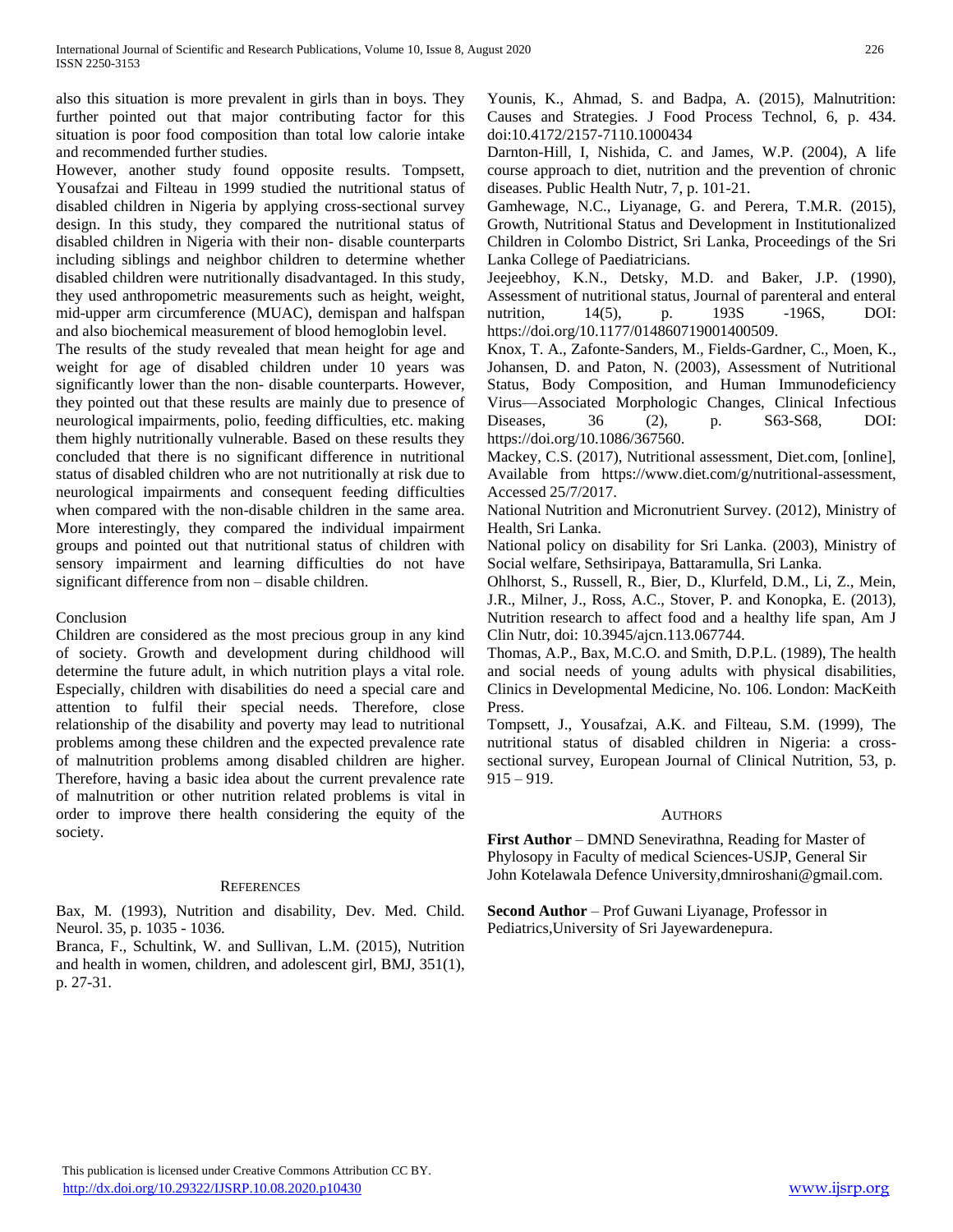also this situation is more prevalent in girls than in boys. They further pointed out that major contributing factor for this situation is poor food composition than total low calorie intake and recommended further studies.

However, another study found opposite results. Tompsett, Yousafzai and Filteau in 1999 studied the nutritional status of disabled children in Nigeria by applying cross-sectional survey design. In this study, they compared the nutritional status of disabled children in Nigeria with their non- disable counterparts including siblings and neighbor children to determine whether disabled children were nutritionally disadvantaged. In this study, they used anthropometric measurements such as height, weight, mid-upper arm circumference (MUAC), demispan and halfspan and also biochemical measurement of blood hemoglobin level.

The results of the study revealed that mean height for age and weight for age of disabled children under 10 years was significantly lower than the non- disable counterparts. However, they pointed out that these results are mainly due to presence of neurological impairments, polio, feeding difficulties, etc. making them highly nutritionally vulnerable. Based on these results they concluded that there is no significant difference in nutritional status of disabled children who are not nutritionally at risk due to neurological impairments and consequent feeding difficulties when compared with the non-disable children in the same area. More interestingly, they compared the individual impairment groups and pointed out that nutritional status of children with sensory impairment and learning difficulties do not have significant difference from non – disable children.

## Conclusion

Children are considered as the most precious group in any kind of society. Growth and development during childhood will determine the future adult, in which nutrition plays a vital role. Especially, children with disabilities do need a special care and attention to fulfil their special needs. Therefore, close relationship of the disability and poverty may lead to nutritional problems among these children and the expected prevalence rate of malnutrition problems among disabled children are higher. Therefore, having a basic idea about the current prevalence rate of malnutrition or other nutrition related problems is vital in order to improve there health considering the equity of the society.

## References

Bax, M. (1993), Nutrition and disability, Dev. Med. Child. Neurol. 35, p. 1035 - 1036.

Branca, F., Schultink, W. and Sullivan, L.M. (2015), Nutrition and health in women, children, and adolescent girl, BMJ, 351(1), p. 27-31.

Younis, K., Ahmad, S. and Badpa, A. (2015), Malnutrition: Causes and Strategies. J Food Process Technol, 6, p. 434. doi:10.4172/2157-7110.1000434

Darnton-Hill, I, Nishida, C. and James, W.P. (2004), A life course approach to diet, nutrition and the prevention of chronic diseases. Public Health Nutr, 7, p. 101-21.

Gamhewage, N.C., Liyanage, G. and Perera, T.M.R. (2015), Growth, Nutritional Status and Development in Institutionalized Children in Colombo District, Sri Lanka, Proceedings of the Sri Lanka College of Paediatricians.

Jeejeebhoy, K.N., Detsky, M.D. and Baker, J.P. (1990), Assessment of nutritional status, Journal of parenteral and enteral nutrition, 14(5), p. 193S -196S, DOI: https://doi.org/10.1177/014860719001400509.

Knox, T. A., Zafonte-Sanders, M., Fields-Gardner, C., Moen, K., Johansen, D. and Paton, N. (2003), Assessment of Nutritional Status, Body Composition, and Human Immunodeficiency Virus—Associated Morphologic Changes, Clinical Infectious Diseases, 36 (2), p. S63-S68, DOI: https://doi.org/10.1086/367560.

Mackey, C.S. (2017), Nutritional assessment, Diet.com, [online], Available from https://www.diet.com/g/nutritional-assessment, Accessed 25/7/2017.

National Nutrition and Micronutrient Survey. (2012), Ministry of Health, Sri Lanka.

National policy on disability for Sri Lanka. (2003), Ministry of Social welfare, Sethsiripaya, Battaramulla, Sri Lanka.

Ohlhorst, S., Russell, R., Bier, D., Klurfeld, D.M., Li, Z., Mein, J.R., Milner, J., Ross, A.C., Stover, P. and Konopka, E. (2013), Nutrition research to affect food and a healthy life span, Am J Clin Nutr, doi: 10.3945/ajcn.113.067744.

Thomas, A.P., Bax, M.C.O. and Smith, D.P.L. (1989), The health and social needs of young adults with physical disabilities, Clinics in Developmental Medicine, No. 106. London: MacKeith Press.

Tompsett, J., Yousafzai, A.K. and Filteau, S.M. (1999), The nutritional status of disabled children in Nigeria: a cross-sectional survey, European Journal of Clinical Nutrition, 53, p. 915 – 919.

## Authors

**First Author** – DMND Senevirathna, Reading for Master of Phylosopy in Faculty of medical Sciences-USJP, General Sir John Kotelawala Defence University,dmniroshani@gmail.com.

**Second Author** – Prof Guwani Liyanage, Professor in Pediatrics,University of Sri Jayewardenepura.

This publication is licensed under Creative Commons Attribution CC BY.
http://dx.doi.org/10.29322/IJSRP.10.08.2020.p10430